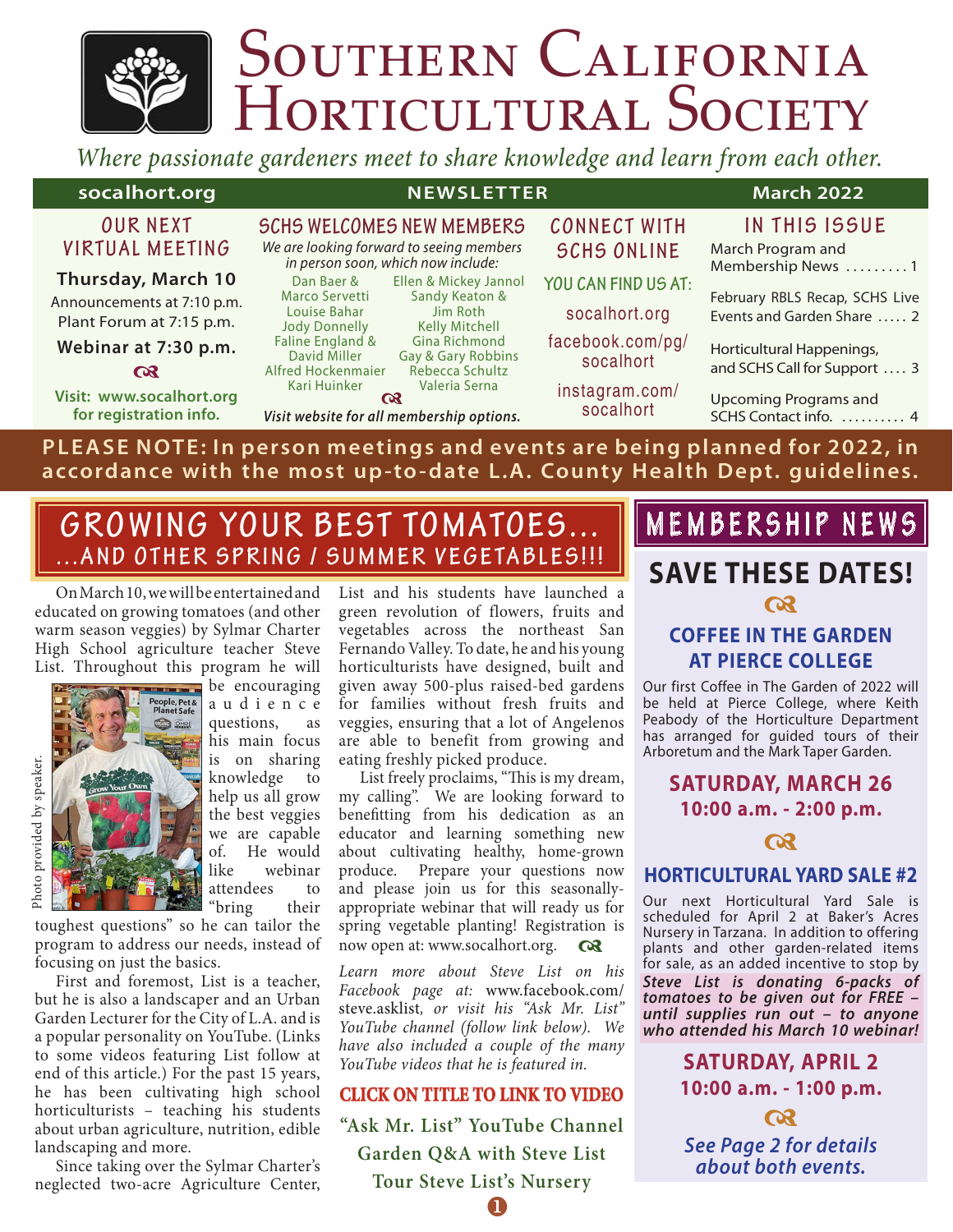# Southern California Horticultural Society

*Where passionate gardeners meet to share knowledge and learn from each other.*

**socalhort.org** | **NEWSLETTER** | **March 2022**

## OUR NEXT VIRTUAL MEETING

**Thursday, March 10**

Announcements at 7:10 p.m.
Plant Forum at 7:15 p.m.

**Webinar at 7:30 p.m.**

**Visit: www.socalhort.org for registration info.**

## SCHS WELCOMES NEW MEMBERS

*We are looking forward to seeing members in person soon, which now include:*

Dan Baer & Marco Servetti
Louise Bahar
Jody Donnelly
Faline England & David Miller
Alfred Hockenmaier
Kari Huinker
Ellen & Mickey Jannol
Sandy Keaton & Jim Roth
Kelly Mitchell
Gina Richmond
Gay & Gary Robbins
Rebecca Schultz
Valeria Serna

*Visit website for all membership options.*

## CONNECT WITH SCHS ONLINE

YOU CAN FIND US AT:

socalhort.org

facebook.com/pg/socalhort

instagram.com/socalhort

## IN THIS ISSUE

March Program and Membership News ......... 1

February RBLS Recap, SCHS Live Events and Garden Share ..... 2

Horticultural Happenings, and SCHS Call for Support .... 3

Upcoming Programs and SCHS Contact info. .......... 4

**PLEASE NOTE: In person meetings and events are being planned for 2022, in accordance with the most up-to-date L.A. County Health Dept. guidelines.**

# GROWING YOUR BEST TOMATOES...
## ...AND OTHER SPRING / SUMMER VEGETABLES!!!

On March 10, we will be entertained and educated on growing tomatoes (and other warm season veggies) by Sylmar Charter High School agriculture teacher Steve List. Throughout this program he will be encouraging audience questions, as his main focus is on sharing knowledge to help us all grow the best veggies we are capable of. He would like webinar attendees to "bring their toughest questions" so he can tailor the program to address our needs, instead of focusing on just the basics.

Photo provided by speaker.

First and foremost, List is a teacher, but he is also a landscaper and an Urban Garden Lecturer for the City of L.A. and is a popular personality on YouTube. (Links to some videos featuring List follow at end of this article.) For the past 15 years, he has been cultivating high school horticulturists – teaching his students about urban agriculture, nutrition, edible landscaping and more.

Since taking over the Sylmar Charter's neglected two-acre Agriculture Center, List and his students have launched a green revolution of flowers, fruits and vegetables across the northeast San Fernando Valley. To date, he and his young horticulturists have designed, built and given away 500-plus raised-bed gardens for families without fresh fruits and veggies, ensuring that a lot of Angelenos are able to benefit from growing and eating freshly picked produce.

List freely proclaims, "This is my dream, my calling". We are looking forward to benefitting from his dedication as an educator and learning something new about cultivating healthy, home-grown produce. Prepare your questions now and please join us for this seasonally-appropriate webinar that will ready us for spring vegetable planting! Registration is now open at: www.socalhort.org.

*Learn more about Steve List on his Facebook page at:* www.facebook.com/steve.asklist*, or visit his "Ask Mr. List" YouTube channel (follow link below). We have also included a couple of the many YouTube videos that he is featured in.*

**CLICK ON TITLE TO LINK TO VIDEO**

**"Ask Mr. List" YouTube Channel**

**Garden Q&A with Steve List**

**Tour Steve List's Nursery**

# MEMBERSHIP NEWS

## SAVE THESE DATES!

### COFFEE IN THE GARDEN AT PIERCE COLLEGE

Our first Coffee in The Garden of 2022 will be held at Pierce College, where Keith Peabody of the Horticulture Department has arranged for guided tours of their Arboretum and the Mark Taper Garden.

**SATURDAY, MARCH 26**
**10:00 a.m. - 2:00 p.m.**

### HORTICULTURAL YARD SALE #2

Our next Horticultural Yard Sale is scheduled for April 2 at Baker's Acres Nursery in Tarzana. In addition to offering plants and other garden-related items for sale, as an added incentive to stop by ***Steve List is donating 6-packs of tomatoes to be given out for FREE – until supplies run out – to anyone who attended his March 10 webinar!***

**SATURDAY, APRIL 2**
**10:00 a.m. - 1:00 p.m.**

***See Page 2 for details about both events.***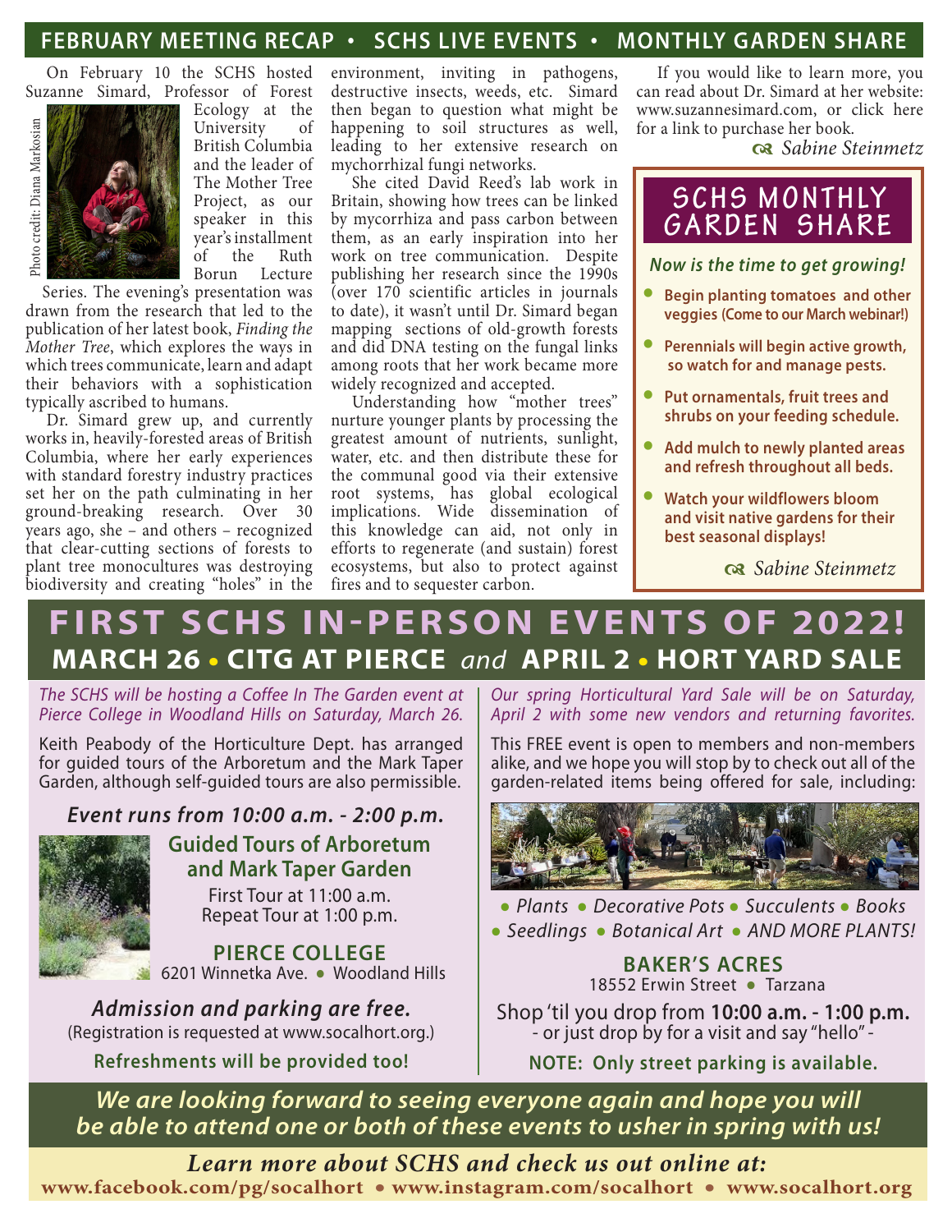## FEBRUARY MEETING RECAP • SCHS LIVE EVENTS • MONTHLY GARDEN SHARE

On February 10 the SCHS hosted Suzanne Simard, Professor of Forest Ecology at the University of British Columbia and the leader of The Mother Tree Project, as our speaker in this year's installment of the Ruth Borun Lecture Series. The evening's presentation was drawn from the research that led to the publication of her latest book, *Finding the Mother Tree*, which explores the ways in which trees communicate, learn and adapt their behaviors with a sophistication typically ascribed to humans.

Photo credit: Diana Markosian

Dr. Simard grew up, and currently works in, heavily-forested areas of British Columbia, where her early experiences with standard forestry industry practices set her on the path culminating in her ground-breaking research. Over 30 years ago, she – and others – recognized that clear-cutting sections of forests to plant tree monocultures was destroying biodiversity and creating "holes" in the environment, inviting in pathogens, destructive insects, weeds, etc. Simard then began to question what might be happening to soil structures as well, leading to her extensive research on mychorrhizal fungi networks.

She cited David Reed's lab work in Britain, showing how trees can be linked by mycorrhiza and pass carbon between them, as an early inspiration into her work on tree communication. Despite publishing her research since the 1990s (over 170 scientific articles in journals to date), it wasn't until Dr. Simard began mapping sections of old-growth forests and did DNA testing on the fungal links among roots that her work became more widely recognized and accepted.

Understanding how "mother trees" nurture younger plants by processing the greatest amount of nutrients, sunlight, water, etc. and then distribute these for the communal good via their extensive root systems, has global ecological implications. Wide dissemination of this knowledge can aid, not only in efforts to regenerate (and sustain) forest ecosystems, but also to protect against fires and to sequester carbon.

If you would like to learn more, you can read about Dr. Simard at her website: www.suzannesimard.com, or click here for a link to purchase her book.

*Sabine Steinmetz*

### SCHS MONTHLY GARDEN SHARE

***Now is the time to get growing!***

- **Begin planting tomatoes and other veggies (Come to our March webinar!)**
- **Perennials will begin active growth, so watch for and manage pests.**
- **Put ornamentals, fruit trees and shrubs on your feeding schedule.**
- **Add mulch to newly planted areas and refresh throughout all beds.**
- **Watch your wildflowers bloom and visit native gardens for their best seasonal displays!**

*Sabine Steinmetz*

# FIRST SCHS IN-PERSON EVENTS OF 2022!

## MARCH 26 • CITG AT PIERCE *and* APRIL 2 • HORT YARD SALE

*The SCHS will be hosting a Coffee In The Garden event at Pierce College in Woodland Hills on Saturday, March 26.*

Keith Peabody of the Horticulture Dept. has arranged for guided tours of the Arboretum and the Mark Taper Garden, although self-guided tours are also permissible.

***Event runs from 10:00 a.m. - 2:00 p.m.***

**Guided Tours of Arboretum and Mark Taper Garden**

First Tour at 11:00 a.m.
Repeat Tour at 1:00 p.m.

**PIERCE COLLEGE**
6201 Winnetka Ave. • Woodland Hills

***Admission and parking are free.***
(Registration is requested at www.socalhort.org.)

**Refreshments will be provided too!**

*Our spring Horticultural Yard Sale will be on Saturday, April 2 with some new vendors and returning favorites.*

This FREE event is open to members and non-members alike, and we hope you will stop by to check out all of the garden-related items being offered for sale, including:

• *Plants* • *Decorative Pots* • *Succulents* • *Books*
• *Seedlings* • *Botanical Art* • *AND MORE PLANTS!*

**BAKER'S ACRES**
18552 Erwin Street • Tarzana

Shop 'til you drop from **10:00 a.m. - 1:00 p.m.**
- or just drop by for a visit and say "hello" -

**NOTE: Only street parking is available.**

***We are looking forward to seeing everyone again and hope you will be able to attend one or both of these events to usher in spring with us!***

***Learn more about SCHS and check us out online at:***
**www.facebook.com/pg/socalhort • www.instagram.com/socalhort • www.socalhort.org**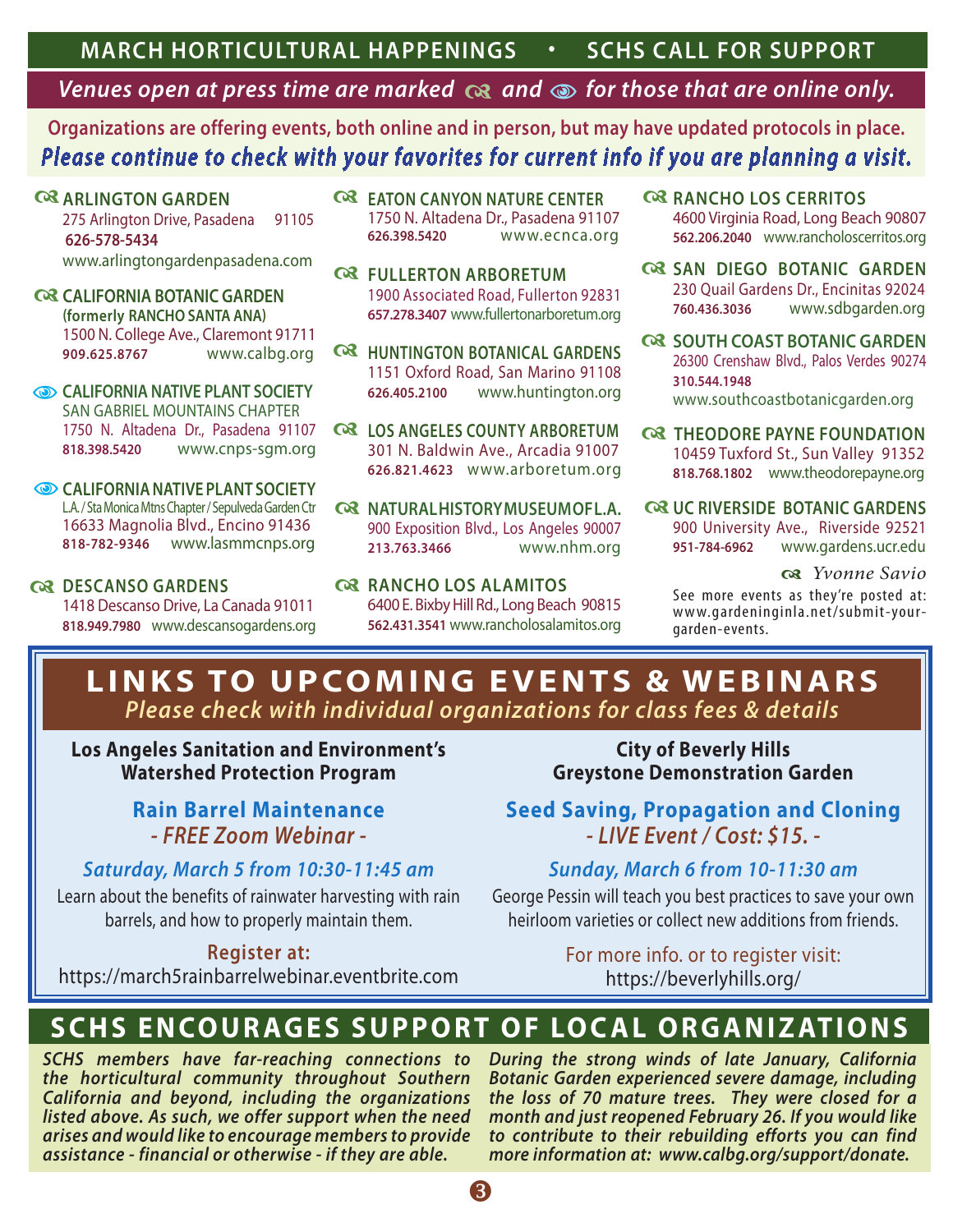## MARCH HORTICULTURAL HAPPENINGS • SCHS CALL FOR SUPPORT

*Venues open at press time are marked ❦ and 👁 for those that are online only.*

**Organizations are offering events, both online and in person, but may have updated protocols in place.**
*Please continue to check with your favorites for current info if you are planning a visit.*

❦ **ARLINGTON GARDEN**
275 Arlington Drive, Pasadena 91105
**626-578-5434**
www.arlingtongardenpasadena.com

❦ **CALIFORNIA BOTANIC GARDEN**
**(formerly RANCHO SANTA ANA)**
1500 N. College Ave., Claremont 91711
**909.625.8767** www.calbg.org

👁 **CALIFORNIA NATIVE PLANT SOCIETY**
SAN GABRIEL MOUNTAINS CHAPTER
1750 N. Altadena Dr., Pasadena 91107
**818.398.5420** www.cnps-sgm.org

👁 **CALIFORNIA NATIVE PLANT SOCIETY**
L.A. / Sta Monica Mtns Chapter / Sepulveda Garden Ctr
16633 Magnolia Blvd., Encino 91436
**818-782-9346** www.lasmmcnps.org

❦ **DESCANSO GARDENS**
1418 Descanso Drive, La Canada 91011
**818.949.7980** www.descansogardens.org

❦ **EATON CANYON NATURE CENTER**
1750 N. Altadena Dr., Pasadena 91107
**626.398.5420** www.ecnca.org

❦ **FULLERTON ARBORETUM**
1900 Associated Road, Fullerton 92831
**657.278.3407** www.fullertonarboretum.org

❦ **HUNTINGTON BOTANICAL GARDENS**
1151 Oxford Road, San Marino 91108
**626.405.2100** www.huntington.org

❦ **LOS ANGELES COUNTY ARBORETUM**
301 N. Baldwin Ave., Arcadia 91007
**626.821.4623** www.arboretum.org

❦ **NATURAL HISTORY MUSEUM OF L.A.**
900 Exposition Blvd., Los Angeles 90007
**213.763.3466** www.nhm.org

❦ **RANCHO LOS ALAMITOS**
6400 E. Bixby Hill Rd., Long Beach 90815
**562.431.3541** www.rancholosalamitos.org

❦ **RANCHO LOS CERRITOS**
4600 Virginia Road, Long Beach 90807
**562.206.2040** www.rancholoscerritos.org

❦ **SAN DIEGO BOTANIC GARDEN**
230 Quail Gardens Dr., Encinitas 92024
**760.436.3036** www.sdbgarden.org

❦ **SOUTH COAST BOTANIC GARDEN**
26300 Crenshaw Blvd., Palos Verdes 90274
**310.544.1948**
www.southcoastbotanicgarden.org

❦ **THEODORE PAYNE FOUNDATION**
10459 Tuxford St., Sun Valley 91352
**818.768.1802** www.theodorepayne.org

❦ **UC RIVERSIDE BOTANIC GARDENS**
900 University Ave., Riverside 92521
**951-784-6962** www.gardens.ucr.edu

❦ *Yvonne Savio*

See more events as they're posted at: www.gardeninginla.net/submit-your-garden-events.

## LINKS TO UPCOMING EVENTS & WEBINARS

*Please check with individual organizations for class fees & details*

**Los Angeles Sanitation and Environment's Watershed Protection Program**

**Rain Barrel Maintenance**
*- FREE Zoom Webinar -*

*Saturday, March 5 from 10:30-11:45 am*

Learn about the benefits of rainwater harvesting with rain barrels, and how to properly maintain them.

**Register at:**
https://march5rainbarrelwebinar.eventbrite.com

**City of Beverly Hills Greystone Demonstration Garden**

**Seed Saving, Propagation and Cloning**
*- LIVE Event / Cost: $15. -*

*Sunday, March 6 from 10-11:30 am*

George Pessin will teach you best practices to save your own heirloom varieties or collect new additions from friends.

For more info. or to register visit:
https://beverlyhills.org/

## SCHS ENCOURAGES SUPPORT OF LOCAL ORGANIZATIONS

*SCHS members have far-reaching connections to the horticultural community throughout Southern California and beyond, including the organizations listed above. As such, we offer support when the need arises and would like to encourage members to provide assistance - financial or otherwise - if they are able.*

*During the strong winds of late January, California Botanic Garden experienced severe damage, including the loss of 70 mature trees. They were closed for a month and just reopened February 26. If you would like to contribute to their rebuilding efforts you can find more information at: www.calbg.org/support/donate.*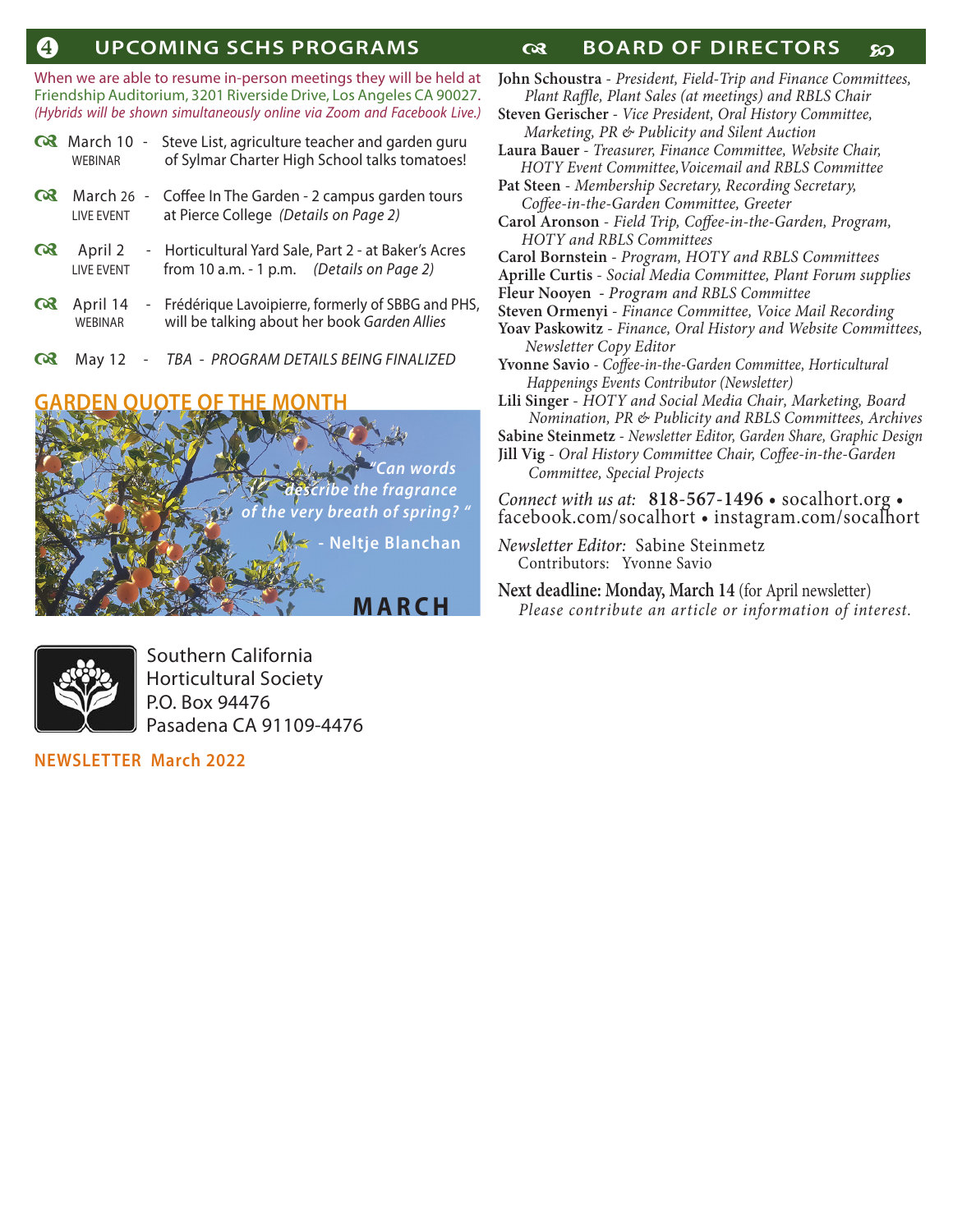## UPCOMING SCHS PROGRAMS

When we are able to resume in-person meetings they will be held at Friendship Auditorium, 3201 Riverside Drive, Los Angeles CA 90027.
*(Hybrids will be shown simultaneously online via Zoom and Facebook Live.)*

- **March 10** (WEBINAR) - Steve List, agriculture teacher and garden guru of Sylmar Charter High School talks tomatoes!
- **March 26** (LIVE EVENT) - Coffee In The Garden - 2 campus garden tours at Pierce College *(Details on Page 2)*
- **April 2** (LIVE EVENT) - Horticultural Yard Sale, Part 2 - at Baker's Acres from 10 a.m. - 1 p.m. *(Details on Page 2)*
- **April 14** (WEBINAR) - Frédérique Lavoipierre, formerly of SBBG and PHS, will be talking about her book *Garden Allies*
- **May 12** - *TBA - PROGRAM DETAILS BEING FINALIZED*

## GARDEN QUOTE OF THE MONTH

*"Can words describe the fragrance of the very breath of spring?"*
- Neltje Blanchan

MARCH

## BOARD OF DIRECTORS

**John Schoustra** - *President, Field-Trip and Finance Committees, Plant Raffle, Plant Sales (at meetings) and RBLS Chair*
**Steven Gerischer** - *Vice President, Oral History Committee, Marketing, PR & Publicity and Silent Auction*
**Laura Bauer** - *Treasurer, Finance Committee, Website Chair, HOTY Event Committee, Voicemail and RBLS Committee*
**Pat Steen** - *Membership Secretary, Recording Secretary, Coffee-in-the-Garden Committee, Greeter*
**Carol Aronson** - *Field Trip, Coffee-in-the-Garden, Program, HOTY and RBLS Committees*
**Carol Bornstein** - *Program, HOTY and RBLS Committees*
**Aprille Curtis** - *Social Media Committee, Plant Forum supplies*
**Fleur Nooyen** - *Program and RBLS Committee*
**Steven Ormenyi** - *Finance Committee, Voice Mail Recording*
**Yoav Paskowitz** - *Finance, Oral History and Website Committees, Newsletter Copy Editor*
**Yvonne Savio** - *Coffee-in-the-Garden Committee, Horticultural Happenings Events Contributor (Newsletter)*
**Lili Singer** - *HOTY and Social Media Chair, Marketing, Board Nomination, PR & Publicity and RBLS Committees, Archives*
**Sabine Steinmetz** - *Newsletter Editor, Garden Share, Graphic Design*
**Jill Vig** - *Oral History Committee Chair, Coffee-in-the-Garden Committee, Special Projects*

*Connect with us at:* **818-567-1496** • socalhort.org • facebook.com/socalhort • instagram.com/socalhort

*Newsletter Editor:* Sabine Steinmetz
Contributors: Yvonne Savio

**Next deadline: Monday, March 14** (for April newsletter)
*Please contribute an article or information of interest.*

Southern California Horticultural Society
P.O. Box 94476
Pasadena CA 91109-4476

**NEWSLETTER March 2022**